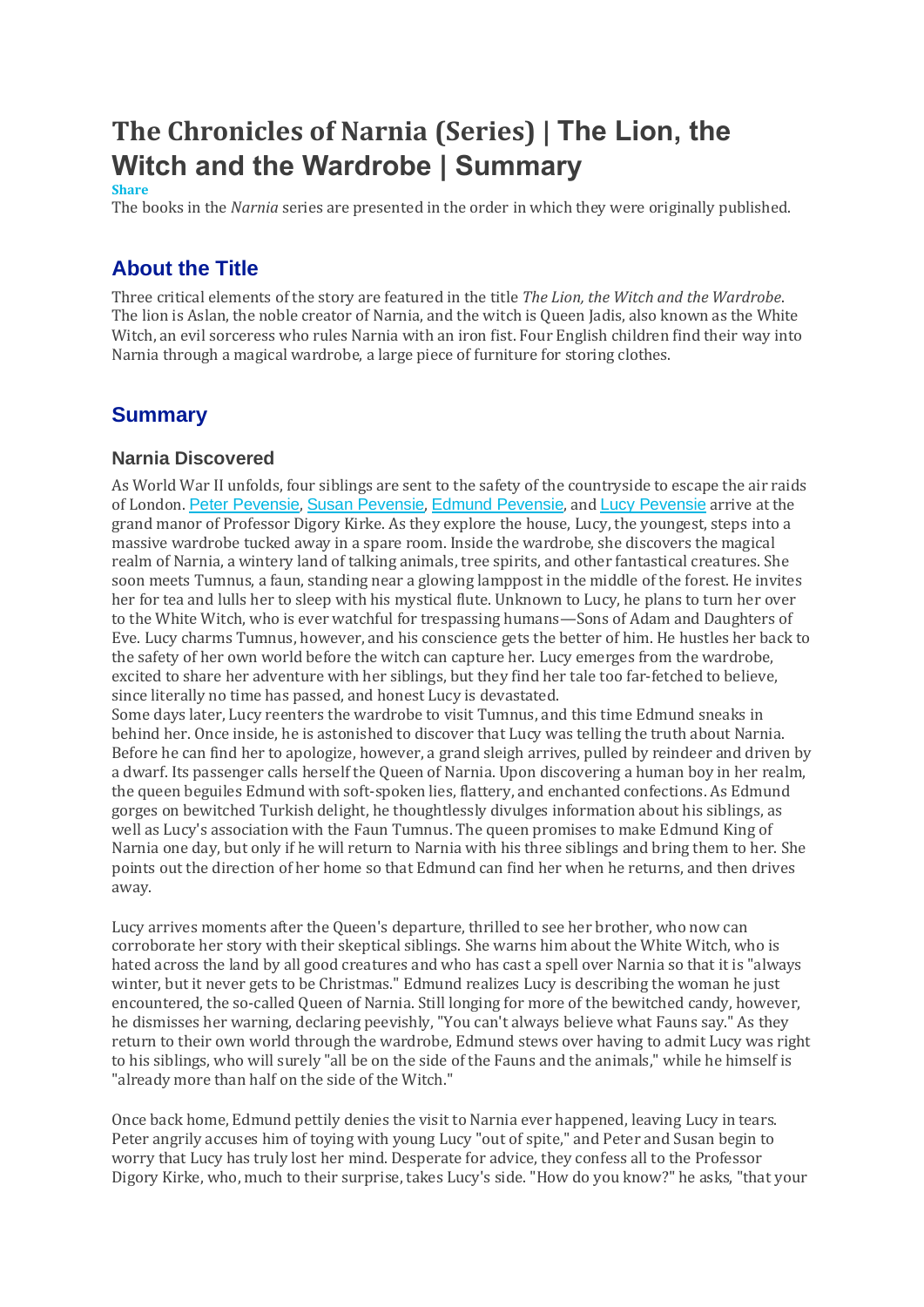# The Chronicles of Narnia (Series) | The Lion, the Witch and the Wardrobe | Summary

Share

The books in the *Narnia* series are presented in the order in which they were originally published.

## About the Title

Three critical elements of the story are featured in the title *The Lion, the Witch and the Wardrobe*. The lion is Aslan, the noble creator of Narnia, and the witch is Queen Jadis, also known as the White Witch, an evil sorceress who rules Narnia with an iron fist. Four English children find their way into Narnia through a magical wardrobe, a large piece of furniture for storing clothes.

## Summary

### Narnia Discovered

As World War II unfolds, four siblings are sent to the safety of the countryside to escape the air raids of London. Peter Pevensie, Susan Pevensie, Edmund Pevensie, and Lucy Pevensie arrive at the grand manor of Professor Digory Kirke. As they explore the house, Lucy, the youngest, steps into a massive wardrobe tucked away in a spare room. Inside the wardrobe, she discovers the magical realm of Narnia, a wintery land of talking animals, tree spirits, and other fantastical creatures. She soon meets Tumnus, a faun, standing near a glowing lamppost in the middle of the forest. He invites her for tea and lulls her to sleep with his mystical flute. Unknown to Lucy, he plans to turn her over to the White Witch, who is ever watchful for trespassing humans—Sons of Adam and Daughters of Eve. Lucy charms Tumnus, however, and his conscience gets the better of him. He hustles her back to the safety of her own world before the witch can capture her. Lucy emerges from the wardrobe, excited to share her adventure with her siblings, but they find her tale too far-fetched to believe, since literally no time has passed, and honest Lucy is devastated.

Some days later, Lucy reenters the wardrobe to visit Tumnus, and this time Edmund sneaks in behind her. Once inside, he is astonished to discover that Lucy was telling the truth about Narnia. Before he can find her to apologize, however, a grand sleigh arrives, pulled by reindeer and driven by a dwarf. Its passenger calls herself the Queen of Narnia. Upon discovering a human boy in her realm, the queen beguiles Edmund with soft-spoken lies, flattery, and enchanted confections. As Edmund gorges on bewitched Turkish delight, he thoughtlessly divulges information about his siblings, as well as Lucy's association with the Faun Tumnus. The queen promises to make Edmund King of Narnia one day, but only if he will return to Narnia with his three siblings and bring them to her. She points out the direction of her home so that Edmund can find her when he returns, and then drives away.

Lucy arrives moments after the Queen's departure, thrilled to see her brother, who now can corroborate her story with their skeptical siblings. She warns him about the White Witch, who is hated across the land by all good creatures and who has cast a spell over Narnia so that it is "always winter, but it never gets to be Christmas." Edmund realizes Lucy is describing the woman he just encountered, the so-called Queen of Narnia. Still longing for more of the bewitched candy, however, he dismisses her warning, declaring peevishly, "You can't always believe what Fauns say." As they return to their own world through the wardrobe, Edmund stews over having to admit Lucy was right to his siblings, who will surely "all be on the side of the Fauns and the animals," while he himself is "already more than half on the side of the Witch."

Once back home, Edmund pettily denies the visit to Narnia ever happened, leaving Lucy in tears. Peter angrily accuses him of toying with young Lucy "out of spite," and Peter and Susan begin to worry that Lucy has truly lost her mind. Desperate for advice, they confess all to the Professor Digory Kirke, who, much to their surprise, takes Lucy's side. "How do you know?" he asks, "that your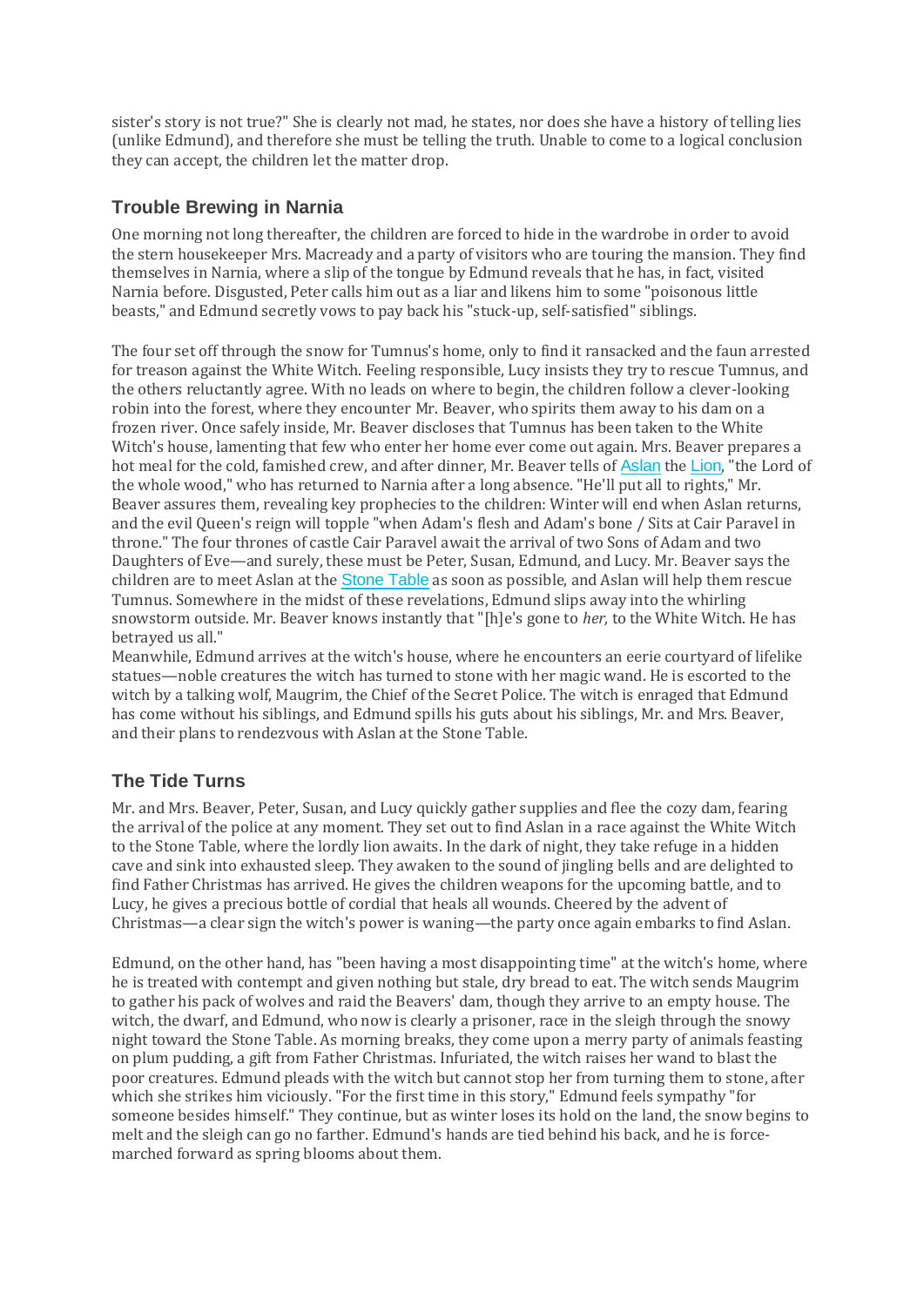sister's story is not true?" She is clearly not mad, he states, nor does she have a history of telling lies (unlike Edmund), and therefore she must be telling the truth. Unable to come to a logical conclusion they can accept, the children let the matter drop.

## Trouble Brewing in Narnia

One morning not long thereafter, the children are forced to hide in the wardrobe in order to avoid the stern housekeeper Mrs. Macready and a party of visitors who are touring the mansion. They find themselves in Narnia, where a slip of the tongue by Edmund reveals that he has, in fact, visited Narnia before. Disgusted, Peter calls him out as a liar and likens him to some "poisonous little beasts," and Edmund secretly vows to pay back his "stuck-up, self-satisfied" siblings.

The four set off through the snow for Tumnus's home, only to find it ransacked and the faun arrested for treason against the White Witch. Feeling responsible, Lucy insists they try to rescue Tumnus, and the others reluctantly agree. With no leads on where to begin, the children follow a clever-looking robin into the forest, where they encounter Mr. Beaver, who spirits them away to his dam on a frozen river. Once safely inside, Mr. Beaver discloses that Tumnus has been taken to the White Witch's house, lamenting that few who enter her home ever come out again. Mrs. Beaver prepares a hot meal for the cold, famished crew, and after dinner, Mr. Beaver tells of Aslan the Lion, "the Lord of the whole wood," who has returned to Narnia after a long absence. "He'll put all to rights," Mr. Beaver assures them, revealing key prophecies to the children: Winter will end when Aslan returns, and the evil Queen's reign will topple "when Adam's flesh and Adam's bone / Sits at Cair Paravel in throne." The four thrones of castle Cair Paravel await the arrival of two Sons of Adam and two Daughters of Eve—and surely, these must be Peter, Susan, Edmund, and Lucy. Mr. Beaver says the children are to meet Aslan at the Stone Table as soon as possible, and Aslan will help them rescue Tumnus. Somewhere in the midst of these revelations, Edmund slips away into the whirling snowstorm outside. Mr. Beaver knows instantly that "[h]e's gone to *her,* to the White Witch. He has betrayed us all."

Meanwhile, Edmund arrives at the witch's house, where he encounters an eerie courtyard of lifelike statues—noble creatures the witch has turned to stone with her magic wand. He is escorted to the witch by a talking wolf, Maugrim, the Chief of the Secret Police. The witch is enraged that Edmund has come without his siblings, and Edmund spills his guts about his siblings, Mr. and Mrs. Beaver, and their plans to rendezvous with Aslan at the Stone Table.

## The Tide Turns

Mr. and Mrs. Beaver, Peter, Susan, and Lucy quickly gather supplies and flee the cozy dam, fearing the arrival of the police at any moment. They set out to find Aslan in a race against the White Witch to the Stone Table, where the lordly lion awaits. In the dark of night, they take refuge in a hidden cave and sink into exhausted sleep. They awaken to the sound of jingling bells and are delighted to find Father Christmas has arrived. He gives the children weapons for the upcoming battle, and to Lucy, he gives a precious bottle of cordial that heals all wounds. Cheered by the advent of Christmas—a clear sign the witch's power is waning—the party once again embarks to find Aslan.

Edmund, on the other hand, has "been having a most disappointing time" at the witch's home, where he is treated with contempt and given nothing but stale, dry bread to eat. The witch sends Maugrim to gather his pack of wolves and raid the Beavers' dam, though they arrive to an empty house. The witch, the dwarf, and Edmund, who now is clearly a prisoner, race in the sleigh through the snowy night toward the Stone Table. As morning breaks, they come upon a merry party of animals feasting on plum pudding, a gift from Father Christmas. Infuriated, the witch raises her wand to blast the poor creatures. Edmund pleads with the witch but cannot stop her from turning them to stone, after which she strikes him viciously. "For the first time in this story," Edmund feels sympathy "for someone besides himself." They continue, but as winter loses its hold on the land, the snow begins to melt and the sleigh can go no farther. Edmund's hands are tied behind his back, and he is force-marched forward as spring blooms about them.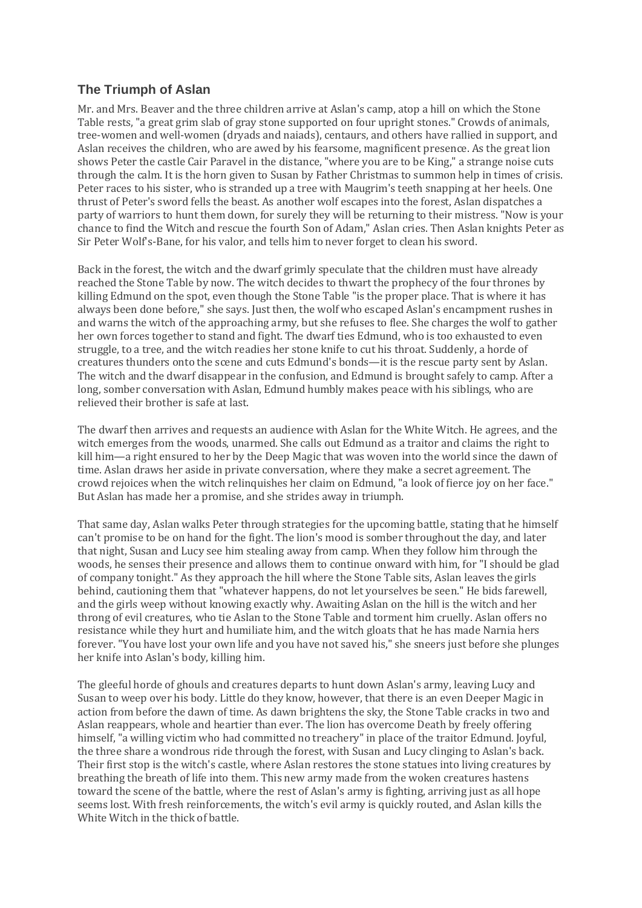## The Triumph of Aslan

Mr. and Mrs. Beaver and the three children arrive at Aslan's camp, atop a hill on which the Stone Table rests, "a great grim slab of gray stone supported on four upright stones." Crowds of animals, tree-women and well-women (dryads and naiads), centaurs, and others have rallied in support, and Aslan receives the children, who are awed by his fearsome, magnificent presence. As the great lion shows Peter the castle Cair Paravel in the distance, "where you are to be King," a strange noise cuts through the calm. It is the horn given to Susan by Father Christmas to summon help in times of crisis. Peter races to his sister, who is stranded up a tree with Maugrim's teeth snapping at her heels. One thrust of Peter's sword fells the beast. As another wolf escapes into the forest, Aslan dispatches a party of warriors to hunt them down, for surely they will be returning to their mistress. "Now is your chance to find the Witch and rescue the fourth Son of Adam," Aslan cries. Then Aslan knights Peter as Sir Peter Wolf's-Bane, for his valor, and tells him to never forget to clean his sword.

Back in the forest, the witch and the dwarf grimly speculate that the children must have already reached the Stone Table by now. The witch decides to thwart the prophecy of the four thrones by killing Edmund on the spot, even though the Stone Table "is the proper place. That is where it has always been done before," she says. Just then, the wolf who escaped Aslan's encampment rushes in and warns the witch of the approaching army, but she refuses to flee. She charges the wolf to gather her own forces together to stand and fight. The dwarf ties Edmund, who is too exhausted to even struggle, to a tree, and the witch readies her stone knife to cut his throat. Suddenly, a horde of creatures thunders onto the scene and cuts Edmund's bonds—it is the rescue party sent by Aslan. The witch and the dwarf disappear in the confusion, and Edmund is brought safely to camp. After a long, somber conversation with Aslan, Edmund humbly makes peace with his siblings, who are relieved their brother is safe at last.

The dwarf then arrives and requests an audience with Aslan for the White Witch. He agrees, and the witch emerges from the woods, unarmed. She calls out Edmund as a traitor and claims the right to kill him—a right ensured to her by the Deep Magic that was woven into the world since the dawn of time. Aslan draws her aside in private conversation, where they make a secret agreement. The crowd rejoices when the witch relinquishes her claim on Edmund, "a look of fierce joy on her face." But Aslan has made her a promise, and she strides away in triumph.

That same day, Aslan walks Peter through strategies for the upcoming battle, stating that he himself can't promise to be on hand for the fight. The lion's mood is somber throughout the day, and later that night, Susan and Lucy see him stealing away from camp. When they follow him through the woods, he senses their presence and allows them to continue onward with him, for "I should be glad of company tonight." As they approach the hill where the Stone Table sits, Aslan leaves the girls behind, cautioning them that "whatever happens, do not let yourselves be seen." He bids farewell, and the girls weep without knowing exactly why. Awaiting Aslan on the hill is the witch and her throng of evil creatures, who tie Aslan to the Stone Table and torment him cruelly. Aslan offers no resistance while they hurt and humiliate him, and the witch gloats that he has made Narnia hers forever. "You have lost your own life and you have not saved his," she sneers just before she plunges her knife into Aslan's body, killing him.

The gleeful horde of ghouls and creatures departs to hunt down Aslan's army, leaving Lucy and Susan to weep over his body. Little do they know, however, that there is an even Deeper Magic in action from before the dawn of time. As dawn brightens the sky, the Stone Table cracks in two and Aslan reappears, whole and heartier than ever. The lion has overcome Death by freely offering himself, "a willing victim who had committed no treachery" in place of the traitor Edmund. Joyful, the three share a wondrous ride through the forest, with Susan and Lucy clinging to Aslan's back. Their first stop is the witch's castle, where Aslan restores the stone statues into living creatures by breathing the breath of life into them. This new army made from the woken creatures hastens toward the scene of the battle, where the rest of Aslan's army is fighting, arriving just as all hope seems lost. With fresh reinforcements, the witch's evil army is quickly routed, and Aslan kills the White Witch in the thick of battle.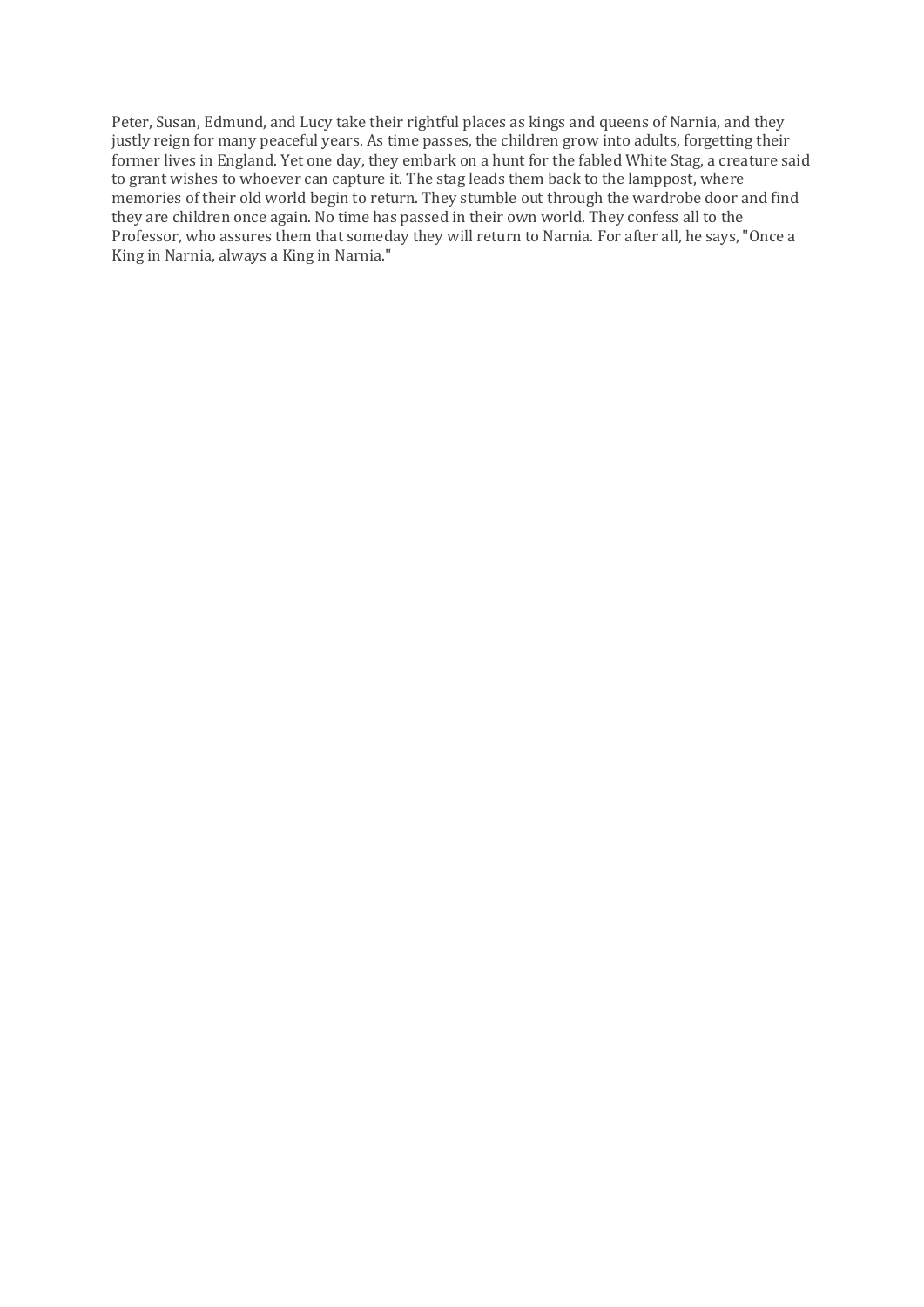Peter, Susan, Edmund, and Lucy take their rightful places as kings and queens of Narnia, and they justly reign for many peaceful years. As time passes, the children grow into adults, forgetting their former lives in England. Yet one day, they embark on a hunt for the fabled White Stag, a creature said to grant wishes to whoever can capture it. The stag leads them back to the lamppost, where memories of their old world begin to return. They stumble out through the wardrobe door and find they are children once again. No time has passed in their own world. They confess all to the Professor, who assures them that someday they will return to Narnia. For after all, he says, "Once a King in Narnia, always a King in Narnia."